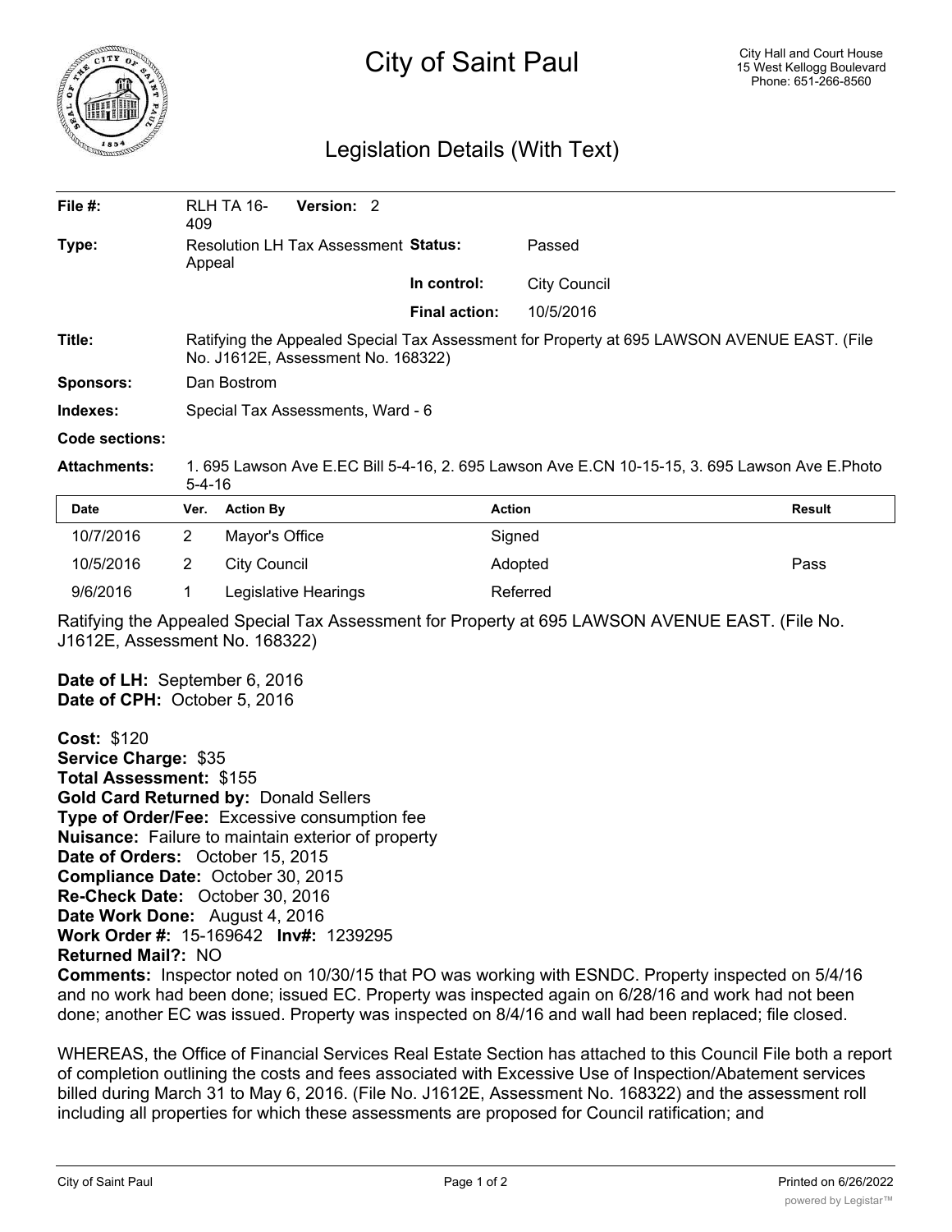# City of Saint Paul

City Hall and Court House
15 West Kellogg Boulevard
Phone: 651-266-8560

## Legislation Details (With Text)

| | | | |
|---|---|---|---|
| **File #:** | RLH TA 16-409 **Version:** 2 | | |
| **Type:** | Resolution LH Tax Assessment Appeal | **Status:** | Passed |
| | | **In control:** | City Council |
| | | **Final action:** | 10/5/2016 |
| **Title:** | Ratifying the Appealed Special Tax Assessment for Property at 695 LAWSON AVENUE EAST. (File No. J1612E, Assessment No. 168322) | | |
| **Sponsors:** | Dan Bostrom | | |
| **Indexes:** | Special Tax Assessments, Ward - 6 | | |
| **Code sections:** | | | |
| **Attachments:** | 1. 695 Lawson Ave E.EC Bill 5-4-16, 2. 695 Lawson Ave E.CN 10-15-15, 3. 695 Lawson Ave E.Photo 5-4-16 | | |

| Date | Ver. | Action By | Action | Result |
|---|---|---|---|---|
| 10/7/2016 | 2 | Mayor's Office | Signed | |
| 10/5/2016 | 2 | City Council | Adopted | Pass |
| 9/6/2016 | 1 | Legislative Hearings | Referred | |

Ratifying the Appealed Special Tax Assessment for Property at 695 LAWSON AVENUE EAST. (File No. J1612E, Assessment No. 168322)

**Date of LH:** September 6, 2016
**Date of CPH:** October 5, 2016

**Cost:** $120
**Service Charge:** $35
**Total Assessment:** $155
**Gold Card Returned by:** Donald Sellers
**Type of Order/Fee:** Excessive consumption fee
**Nuisance:** Failure to maintain exterior of property
**Date of Orders:** October 15, 2015
**Compliance Date:** October 30, 2015
**Re-Check Date:** October 30, 2016
**Date Work Done:** August 4, 2016
**Work Order #:** 15-169642 **Inv#:** 1239295
**Returned Mail?:** NO
**Comments:** Inspector noted on 10/30/15 that PO was working with ESNDC. Property inspected on 5/4/16 and no work had been done; issued EC. Property was inspected again on 6/28/16 and work had not been done; another EC was issued. Property was inspected on 8/4/16 and wall had been replaced; file closed.

WHEREAS, the Office of Financial Services Real Estate Section has attached to this Council File both a report of completion outlining the costs and fees associated with Excessive Use of Inspection/Abatement services billed during March 31 to May 6, 2016. (File No. J1612E, Assessment No. 168322) and the assessment roll including all properties for which these assessments are proposed for Council ratification; and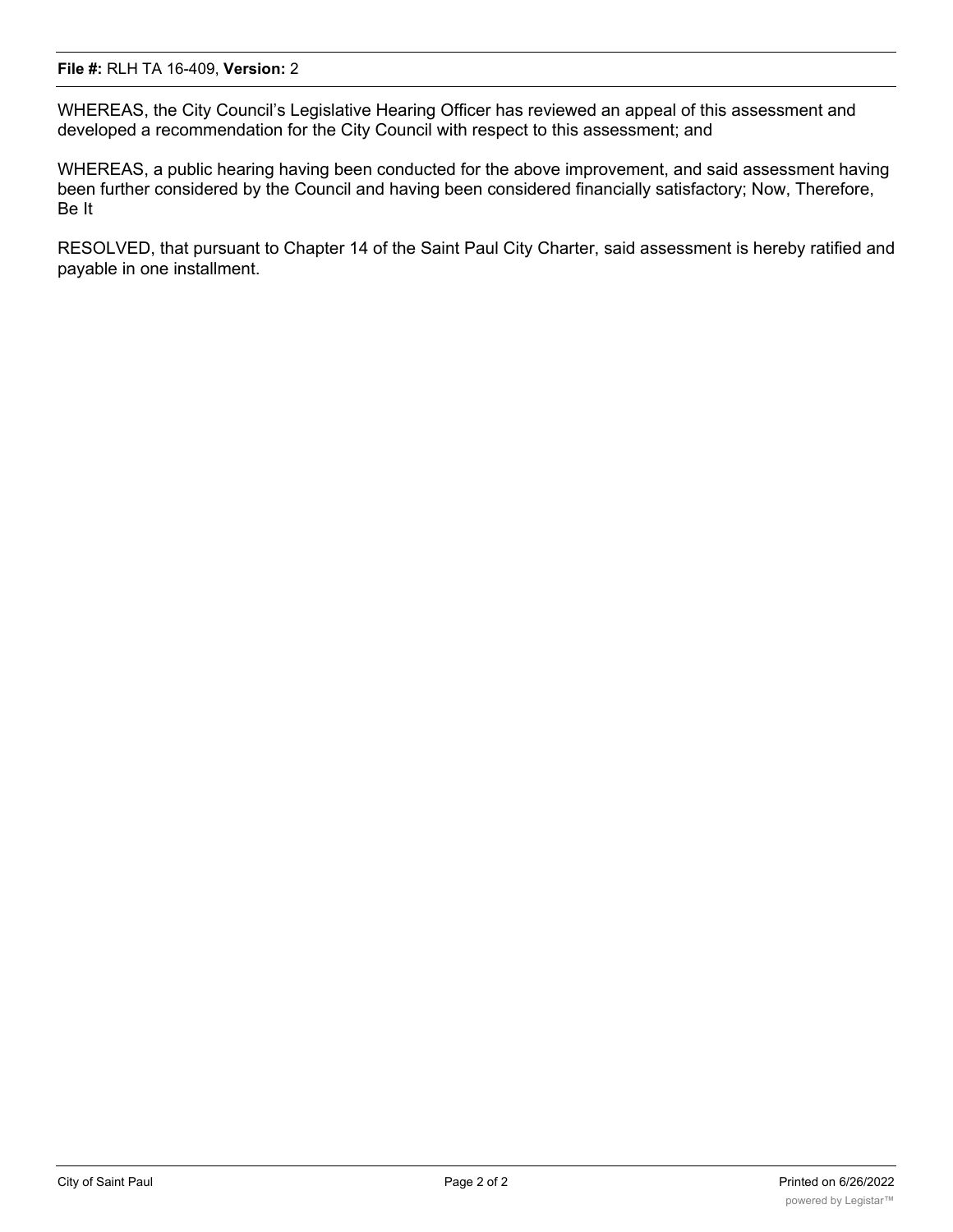WHEREAS, the City Council's Legislative Hearing Officer has reviewed an appeal of this assessment and developed a recommendation for the City Council with respect to this assessment; and

WHEREAS, a public hearing having been conducted for the above improvement, and said assessment having been further considered by the Council and having been considered financially satisfactory; Now, Therefore, Be It

RESOLVED, that pursuant to Chapter 14 of the Saint Paul City Charter, said assessment is hereby ratified and payable in one installment.